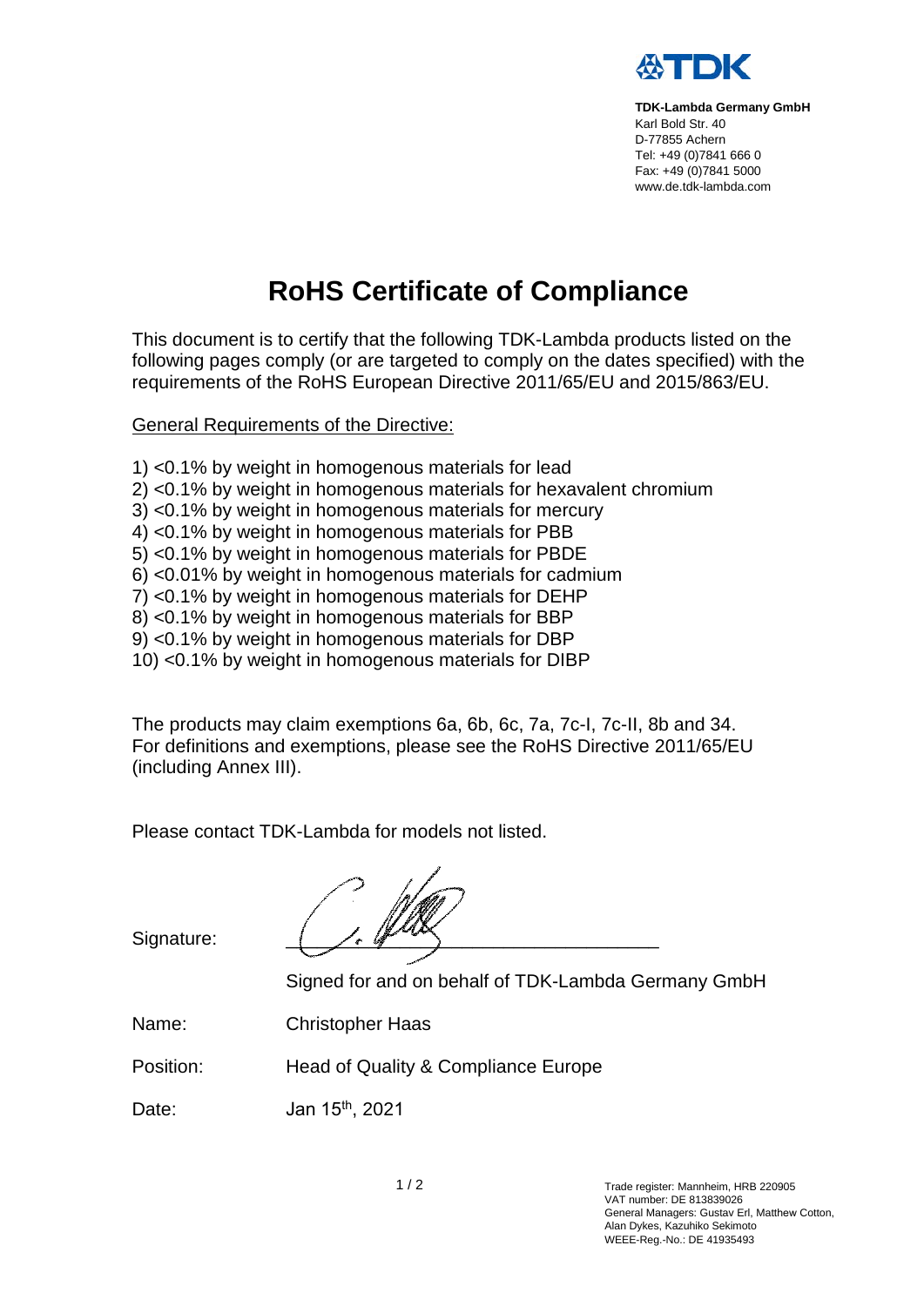**TDK-Lambda Germany GmbH**
Karl Bold Str. 40
D-77855 Achern
Tel: +49 (0)7841 666 0
Fax: +49 (0)7841 5000
www.de.tdk-lambda.com

# RoHS Certificate of Compliance

This document is to certify that the following TDK-Lambda products listed on the following pages comply (or are targeted to comply on the dates specified) with the requirements of the RoHS European Directive 2011/65/EU and 2015/863/EU.

General Requirements of the Directive:

1) <0.1% by weight in homogenous materials for lead
2) <0.1% by weight in homogenous materials for hexavalent chromium
3) <0.1% by weight in homogenous materials for mercury
4) <0.1% by weight in homogenous materials for PBB
5) <0.1% by weight in homogenous materials for PBDE
6) <0.01% by weight in homogenous materials for cadmium
7) <0.1% by weight in homogenous materials for DEHP
8) <0.1% by weight in homogenous materials for BBP
9) <0.1% by weight in homogenous materials for DBP
10) <0.1% by weight in homogenous materials for DIBP

The products may claim exemptions 6a, 6b, 6c, 7a, 7c-I, 7c-II, 8b and 34.
For definitions and exemptions, please see the RoHS Directive 2011/65/EU (including Annex III).

Please contact TDK-Lambda for models not listed.

Signature: ______________________________

Signed for and on behalf of TDK-Lambda Germany GmbH

Name: Christopher Haas

Position: Head of Quality & Compliance Europe

Date: Jan 15th, 2021

Trade register: Mannheim, HRB 220905
VAT number: DE 813839026
General Managers: Gustav Erl, Matthew Cotton, Alan Dykes, Kazuhiko Sekimoto
WEEE-Reg.-No.: DE 41935493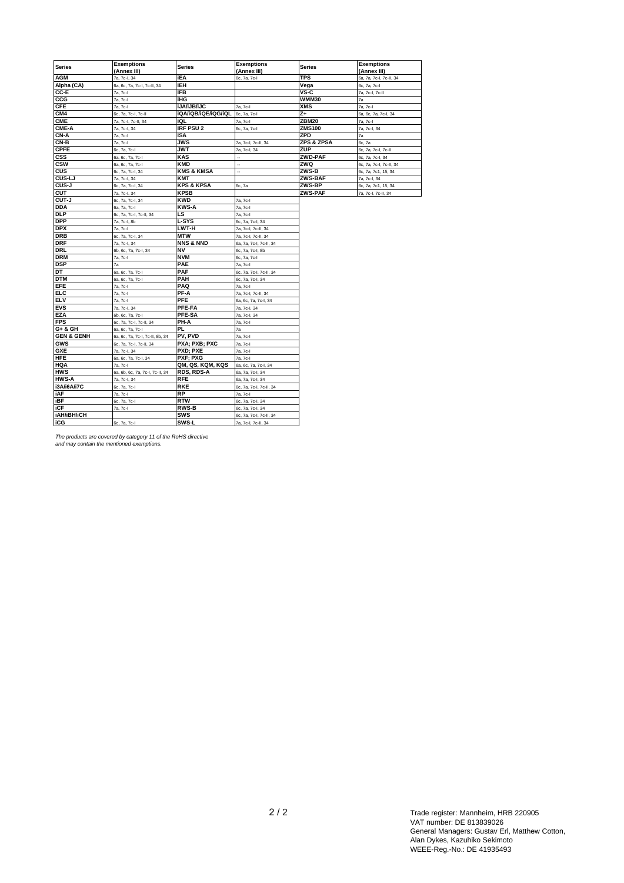| Series | Exemptions (Annex III) | Series | Exemptions (Annex III) | Series | Exemptions (Annex III) |
|---|---|---|---|---|---|
| AGM | 7a, 7c-I, 34 | iEA | 6c, 7a, 7c-I | TPS | 6a, 7a, 7c-I, 7c-II, 34 |
| Alpha (CA) | 6a, 6c, 7a, 7c-I, 7c-II, 34 | iEH | | Vega | 6c, 7a, 7c-I |
| CC-E | 7a, 7c-I | iFB | | VS-C | 7a, 7c-I, 7c-II |
| CCG | 7a, 7c-I | iHG | | WMM30 | 7a |
| CFE | 7a, 7c-I | iJA/iJB/iJC | 7a, 7c-I | XMS | 7a, 7c-I |
| CM4 | 6c, 7a, 7c-I, 7c-II | iQA/iQB/iQE/iQG/iQL | 6c, 7a, 7c-I | Z+ | 6a, 6c, 7a, 7c-I, 34 |
| CME | 7a, 7c-I, 7c-II, 34 | iQL | 7a, 7c-I | ZBM20 | 7a, 7c-I |
| CME-A | 7a, 7c-I, 34 | IRF PSU 2 | 6c, 7a, 7c-I | ZMS100 | 7a, 7c-I, 34 |
| CN-A | 7a, 7c-I | iSA | | ZPD | 7a |
| CN-B | 7a, 7c-I | JWS | 7a, 7c-I, 7c-II, 34 | ZPS & ZPSA | 6c, 7a |
| CPFE | 6c, 7a, 7c-I | JWT | 7a, 7c-I, 34 | ZUP | 6c, 7a, 7c-I, 7c-II |
| CSS | 6a, 6c, 7a, 7c-I | KAS | -- | ZWD-PAF | 6c, 7a, 7c-I, 34 |
| CSW | 6a, 6c, 7a, 7c-I | KMD | -- | ZWQ | 6c, 7a, 7c-I, 7c-II, 34 |
| CUS | 6c, 7a, 7c-I, 34 | KMS & KMSA | -- | ZWS-B | 6c, 7a, 7c1, 15, 34 |
| CUS-LJ | 7a, 7c-I, 34 | KMT | | ZWS-BAF | 7a, 7c-I, 34 |
| CUS-J | 6c, 7a, 7c-I, 34 | KPS & KPSA | 6c, 7a | ZWS-BP | 6c, 7a, 7c1, 15, 34 |
| CUT | 7a, 7c-I, 34 | KPSB | | ZWS-PAF | 7a, 7c-I, 7c-II, 34 |
| CUT-J | 6c, 7a, 7c-I, 34 | KWD | 7a, 7c-I | | |
| DDA | 6a, 7a, 7c-I | KWS-A | 7a, 7c-I | | |
| DLP | 6c, 7a, 7c-I, 7c-II, 34 | LS | 7a, 7c-I | | |
| DPP | 7a, 7c-I, 8b | L-SYS | 6c, 7a, 7c-I, 34 | | |
| DPX | 7a, 7c-I | LWT-H | 7a, 7c-I, 7c-II, 34 | | |
| DRB | 6c, 7a, 7c-I, 34 | MTW | 7a, 7c-I, 7c-II, 34 | | |
| DRF | 7a, 7c-I, 34 | NNS & NND | 6a, 7a, 7c-I, 7c-II, 34 | | |
| DRL | 6b, 6c, 7a, 7c-I, 34 | NV | 6c, 7a, 7c-I, 8b | | |
| DRM | 7a, 7c-I | NVM | 6c, 7a, 7c-I | | |
| DSP | 7a | PAE | 7a, 7c-I | | |
| DT | 6a, 6c, 7a, 7c-I | PAF | 6c, 7a, 7c-I, 7c-II, 34 | | |
| DTM | 6a, 6c, 7a, 7c-I | PAH | 6c, 7a, 7c-I, 34 | | |
| EFE | 7a, 7c-I | PAQ | 7a, 7c-I | | |
| ELC | 7a, 7c-I | PF-A | 7a, 7c-I, 7c-II, 34 | | |
| ELV | 7a, 7c-I | PFE | 6a, 6c, 7a, 7c-I, 34 | | |
| EVS | 7a, 7c-I, 34 | PFE-FA | 7a, 7c-I, 34 | | |
| EZA | 6b, 6c, 7a, 7c-I | PFE-SA | 7a, 7c-I, 34 | | |
| FPS | 6c, 7a, 7c-I, 7c-II, 34 | PH-A | 7a, 7c-I | | |
| G+ & GH | 6a, 6c, 7a, 7c-I | PL | 7a | | |
| GEN & GENH | 6a, 6c, 7a, 7c-I, 7c-II, 8b, 34 | PV, PVD | 7a, 7c-I | | |
| GWS | 6c, 7a, 7c-I, 7c-II, 34 | PXA; PXB; PXC | 7a, 7c-I | | |
| GXE | 7a, 7c-I, 34 | PXD; PXE | 7a, 7c-I | | |
| HFE | 6a, 6c, 7a, 7c-I, 34 | PXF; PXG | 7a, 7c-I | | |
| HQA | 7a, 7c-I | QM, QS, KQM, KQS | 6a, 6c, 7a, 7c-I, 34 | | |
| HWS | 6a, 6b, 6c, 7a, 7c-I, 7c-II, 34 | RDS, RDS-A | 6a, 7a, 7c-I, 34 | | |
| HWS-A | 7a, 7c-I, 34 | RFE | 6a, 7a, 7c-I, 34 | | |
| i3A/i6A/i7C | 6c, 7a, 7c-I | RKE | 6c, 7a, 7c-I, 7c-II, 34 | | |
| iAF | 7a, 7c-I | RP | 7a, 7c-I | | |
| iBF | 6c, 7a, 7c-I | RTW | 6c, 7a, 7c-I, 34 | | |
| iCF | 7a, 7c-I | RWS-B | 6c, 7a, 7c-I, 34 | | |
| iAH/iBH/iCH | | SWS | 6c, 7a, 7c-I, 7c-II, 34 | | |
| iCG | 6c, 7a, 7c-I | SWS-L | 7a, 7c-I, 7c-II, 34 | | |

*The products are covered by category 11 of the RoHS directive and may contain the mentioned exemptions.*

Trade register: Mannheim, HRB 220905
VAT number: DE 813839026
General Managers: Gustav Erl, Matthew Cotton, Alan Dykes, Kazuhiko Sekimoto
WEEE-Reg.-No.: DE 41935493